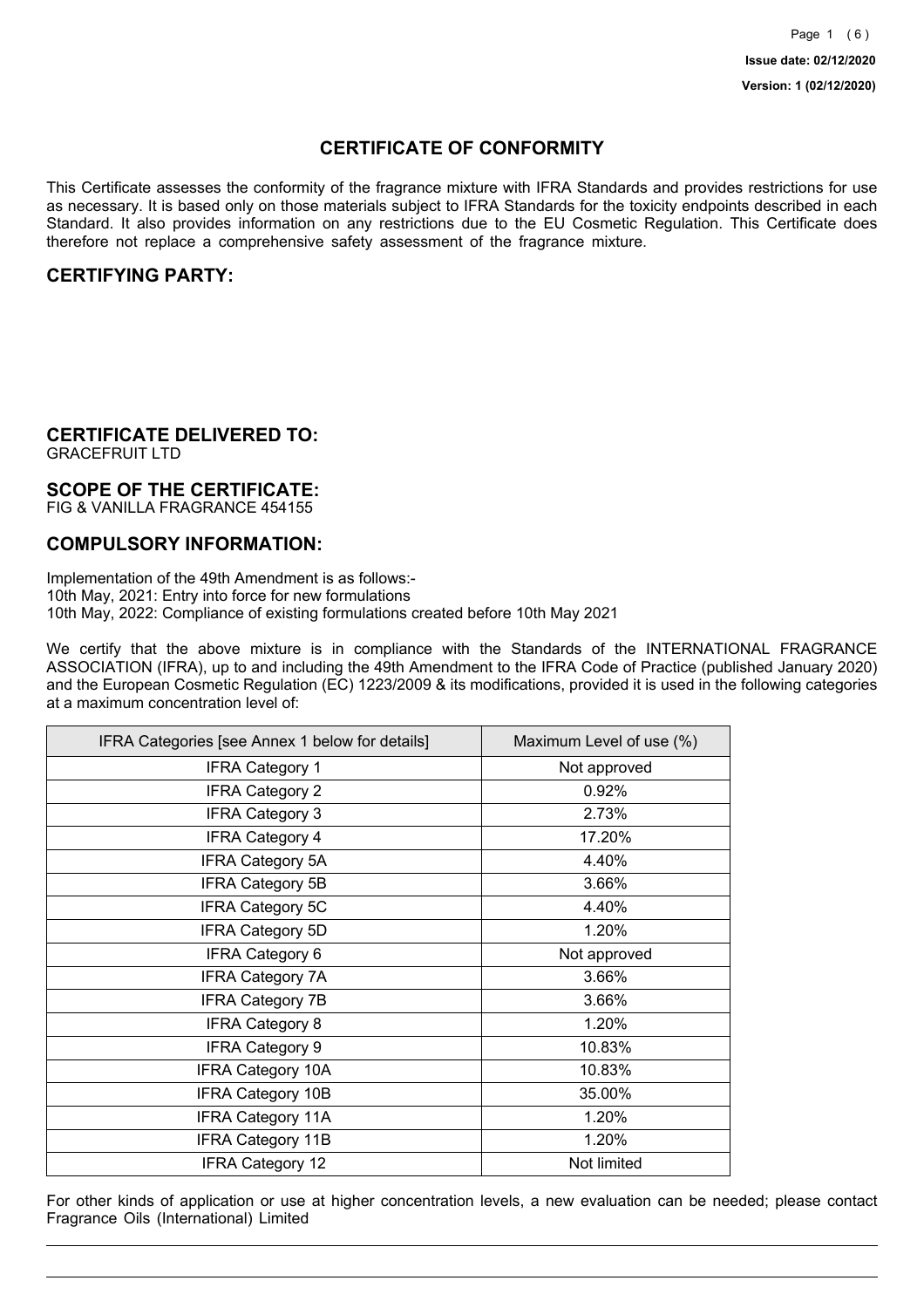# CERTIFICATE OF CONFORMITY

This Certificate assesses the conformity of the fragrance mixture with IFRA Standards and provides restrictions for use as necessary. It is based only on those materials subject to IFRA Standards for the toxicity endpoints described in each Standard. It also provides information on any restrictions due to the EU Cosmetic Regulation. This Certificate does therefore not replace a comprehensive safety assessment of the fragrance mixture.

## CERTIFYING PARTY:

## CERTIFICATE DELIVERED TO:

GRACEFRUIT LTD

## SCOPE OF THE CERTIFICATE:

FIG & VANILLA FRAGRANCE 454155

## COMPULSORY INFORMATION:

Implementation of the 49th Amendment is as follows:-
10th May, 2021: Entry into force for new formulations
10th May, 2022: Compliance of existing formulations created before 10th May 2021

We certify that the above mixture is in compliance with the Standards of the INTERNATIONAL FRAGRANCE ASSOCIATION (IFRA), up to and including the 49th Amendment to the IFRA Code of Practice (published January 2020) and the European Cosmetic Regulation (EC) 1223/2009 & its modifications, provided it is used in the following categories at a maximum concentration level of:

| IFRA Categories [see Annex 1 below for details] | Maximum Level of use (%) |
|---|---|
| IFRA Category 1 | Not approved |
| IFRA Category 2 | 0.92% |
| IFRA Category 3 | 2.73% |
| IFRA Category 4 | 17.20% |
| IFRA Category 5A | 4.40% |
| IFRA Category 5B | 3.66% |
| IFRA Category 5C | 4.40% |
| IFRA Category 5D | 1.20% |
| IFRA Category 6 | Not approved |
| IFRA Category 7A | 3.66% |
| IFRA Category 7B | 3.66% |
| IFRA Category 8 | 1.20% |
| IFRA Category 9 | 10.83% |
| IFRA Category 10A | 10.83% |
| IFRA Category 10B | 35.00% |
| IFRA Category 11A | 1.20% |
| IFRA Category 11B | 1.20% |
| IFRA Category 12 | Not limited |

For other kinds of application or use at higher concentration levels, a new evaluation can be needed; please contact Fragrance Oils (International) Limited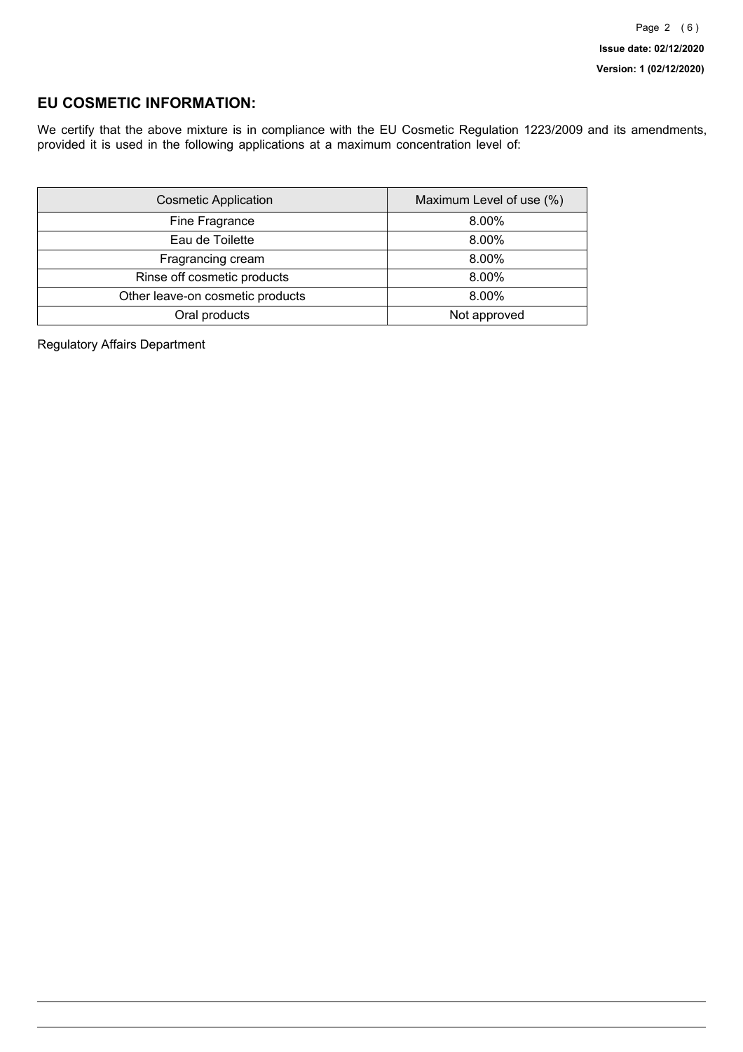## EU COSMETIC INFORMATION:

We certify that the above mixture is in compliance with the EU Cosmetic Regulation 1223/2009 and its amendments, provided it is used in the following applications at a maximum concentration level of:

| Cosmetic Application | Maximum Level of use (%) |
| --- | --- |
| Fine Fragrance | 8.00% |
| Eau de Toilette | 8.00% |
| Fragrancing cream | 8.00% |
| Rinse off cosmetic products | 8.00% |
| Other leave-on cosmetic products | 8.00% |
| Oral products | Not approved |

Regulatory Affairs Department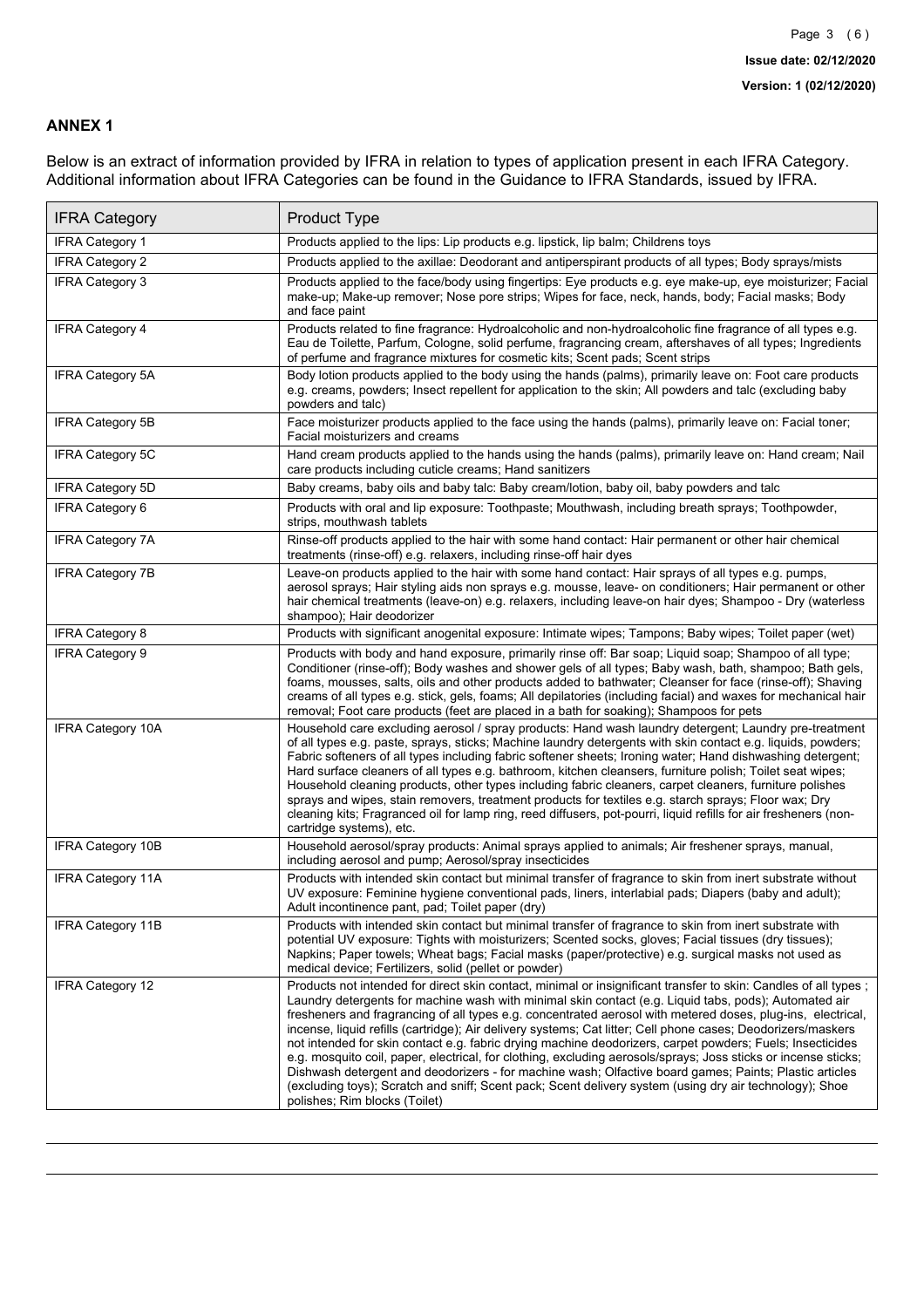## ANNEX 1

Below is an extract of information provided by IFRA in relation to types of application present in each IFRA Category. Additional information about IFRA Categories can be found in the Guidance to IFRA Standards, issued by IFRA.

| IFRA Category | Product Type |
|---|---|
| IFRA Category 1 | Products applied to the lips: Lip products e.g. lipstick, lip balm; Childrens toys |
| IFRA Category 2 | Products applied to the axillae: Deodorant and antiperspirant products of all types; Body sprays/mists |
| IFRA Category 3 | Products applied to the face/body using fingertips: Eye products e.g. eye make-up, eye moisturizer; Facial make-up; Make-up remover; Nose pore strips; Wipes for face, neck, hands, body; Facial masks; Body and face paint |
| IFRA Category 4 | Products related to fine fragrance: Hydroalcoholic and non-hydroalcoholic fine fragrance of all types e.g. Eau de Toilette, Parfum, Cologne, solid perfume, fragrancing cream, aftershaves of all types; Ingredients of perfume and fragrance mixtures for cosmetic kits; Scent pads; Scent strips |
| IFRA Category 5A | Body lotion products applied to the body using the hands (palms), primarily leave on: Foot care products e.g. creams, powders; Insect repellent for application to the skin; All powders and talc (excluding baby powders and talc) |
| IFRA Category 5B | Face moisturizer products applied to the face using the hands (palms), primarily leave on: Facial toner; Facial moisturizers and creams |
| IFRA Category 5C | Hand cream products applied to the hands using the hands (palms), primarily leave on: Hand cream; Nail care products including cuticle creams; Hand sanitizers |
| IFRA Category 5D | Baby creams, baby oils and baby talc: Baby cream/lotion, baby oil, baby powders and talc |
| IFRA Category 6 | Products with oral and lip exposure: Toothpaste; Mouthwash, including breath sprays; Toothpowder, strips, mouthwash tablets |
| IFRA Category 7A | Rinse-off products applied to the hair with some hand contact: Hair permanent or other hair chemical treatments (rinse-off) e.g. relaxers, including rinse-off hair dyes |
| IFRA Category 7B | Leave-on products applied to the hair with some hand contact: Hair sprays of all types e.g. pumps, aerosol sprays; Hair styling aids non sprays e.g. mousse, leave- on conditioners; Hair permanent or other hair chemical treatments (leave-on) e.g. relaxers, including leave-on hair dyes; Shampoo - Dry (waterless shampoo); Hair deodorizer |
| IFRA Category 8 | Products with significant anogenital exposure: Intimate wipes; Tampons; Baby wipes; Toilet paper (wet) |
| IFRA Category 9 | Products with body and hand exposure, primarily rinse off: Bar soap; Liquid soap; Shampoo of all type; Conditioner (rinse-off); Body washes and shower gels of all types; Baby wash, bath, shampoo; Bath gels, foams, mousses, salts, oils and other products added to bathwater; Cleanser for face (rinse-off); Shaving creams of all types e.g. stick, gels, foams; All depilatories (including facial) and waxes for mechanical hair removal; Foot care products (feet are placed in a bath for soaking); Shampoos for pets |
| IFRA Category 10A | Household care excluding aerosol / spray products: Hand wash laundry detergent; Laundry pre-treatment of all types e.g. paste, sprays, sticks; Machine laundry detergents with skin contact e.g. liquids, powders; Fabric softeners of all types including fabric softener sheets; Ironing water; Hand dishwashing detergent; Hard surface cleaners of all types e.g. bathroom, kitchen cleansers, furniture polish; Toilet seat wipes; Household cleaning products, other types including fabric cleaners, carpet cleaners, furniture polishes sprays and wipes, stain removers, treatment products for textiles e.g. starch sprays; Floor wax; Dry cleaning kits; Fragranced oil for lamp ring, reed diffusers, pot-pourri, liquid refills for air fresheners (non-cartridge systems), etc. |
| IFRA Category 10B | Household aerosol/spray products: Animal sprays applied to animals; Air freshener sprays, manual, including aerosol and pump; Aerosol/spray insecticides |
| IFRA Category 11A | Products with intended skin contact but minimal transfer of fragrance to skin from inert substrate without UV exposure: Feminine hygiene conventional pads, liners, interlabial pads; Diapers (baby and adult); Adult incontinence pant, pad; Toilet paper (dry) |
| IFRA Category 11B | Products with intended skin contact but minimal transfer of fragrance to skin from inert substrate with potential UV exposure: Tights with moisturizers; Scented socks, gloves; Facial tissues (dry tissues); Napkins; Paper towels; Wheat bags; Facial masks (paper/protective) e.g. surgical masks not used as medical device; Fertilizers, solid (pellet or powder) |
| IFRA Category 12 | Products not intended for direct skin contact, minimal or insignificant transfer to skin: Candles of all types ; Laundry detergents for machine wash with minimal skin contact (e.g. Liquid tabs, pods); Automated air fresheners and fragrancing of all types e.g. concentrated aerosol with metered doses, plug-ins, electrical, incense, liquid refills (cartridge); Air delivery systems; Cat litter; Cell phone cases; Deodorizers/maskers not intended for skin contact e.g. fabric drying machine deodorizers, carpet powders; Fuels; Insecticides e.g. mosquito coil, paper, electrical, for clothing, excluding aerosols/sprays; Joss sticks or incense sticks; Dishwash detergent and deodorizers - for machine wash; Olfactive board games; Paints; Plastic articles (excluding toys); Scratch and sniff; Scent pack; Scent delivery system (using dry air technology); Shoe polishes; Rim blocks (Toilet) |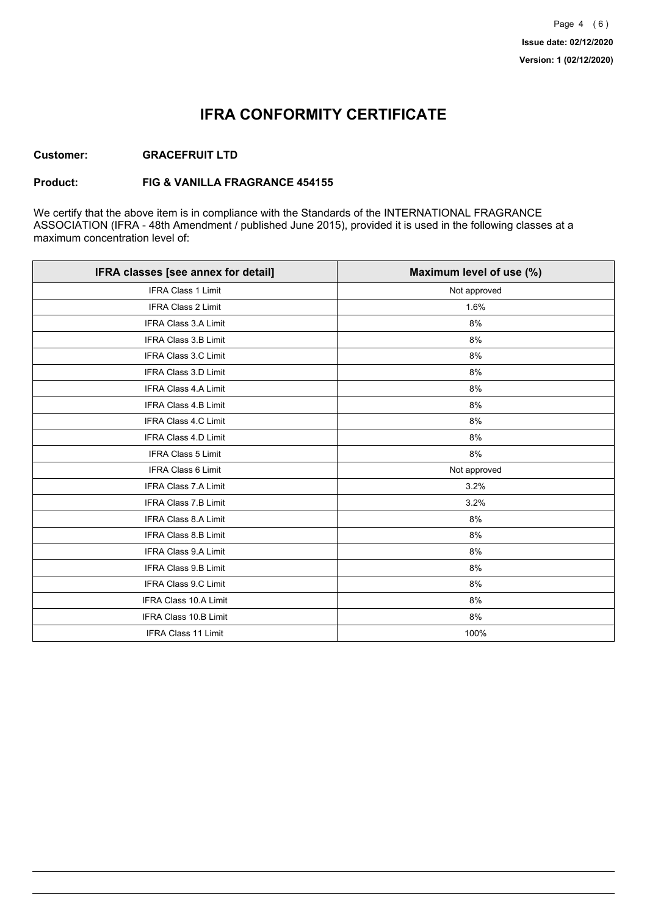# IFRA CONFORMITY CERTIFICATE

**Customer:** **GRACEFRUIT LTD**

**Product:** **FIG & VANILLA FRAGRANCE 454155**

We certify that the above item is in compliance with the Standards of the INTERNATIONAL FRAGRANCE ASSOCIATION (IFRA - 48th Amendment / published June 2015), provided it is used in the following classes at a maximum concentration level of:

| IFRA classes [see annex for detail] | Maximum level of use (%) |
| --- | --- |
| IFRA Class 1 Limit | Not approved |
| IFRA Class 2 Limit | 1.6% |
| IFRA Class 3.A Limit | 8% |
| IFRA Class 3.B Limit | 8% |
| IFRA Class 3.C Limit | 8% |
| IFRA Class 3.D Limit | 8% |
| IFRA Class 4.A Limit | 8% |
| IFRA Class 4.B Limit | 8% |
| IFRA Class 4.C Limit | 8% |
| IFRA Class 4.D Limit | 8% |
| IFRA Class 5 Limit | 8% |
| IFRA Class 6 Limit | Not approved |
| IFRA Class 7.A Limit | 3.2% |
| IFRA Class 7.B Limit | 3.2% |
| IFRA Class 8.A Limit | 8% |
| IFRA Class 8.B Limit | 8% |
| IFRA Class 9.A Limit | 8% |
| IFRA Class 9.B Limit | 8% |
| IFRA Class 9.C Limit | 8% |
| IFRA Class 10.A Limit | 8% |
| IFRA Class 10.B Limit | 8% |
| IFRA Class 11 Limit | 100% |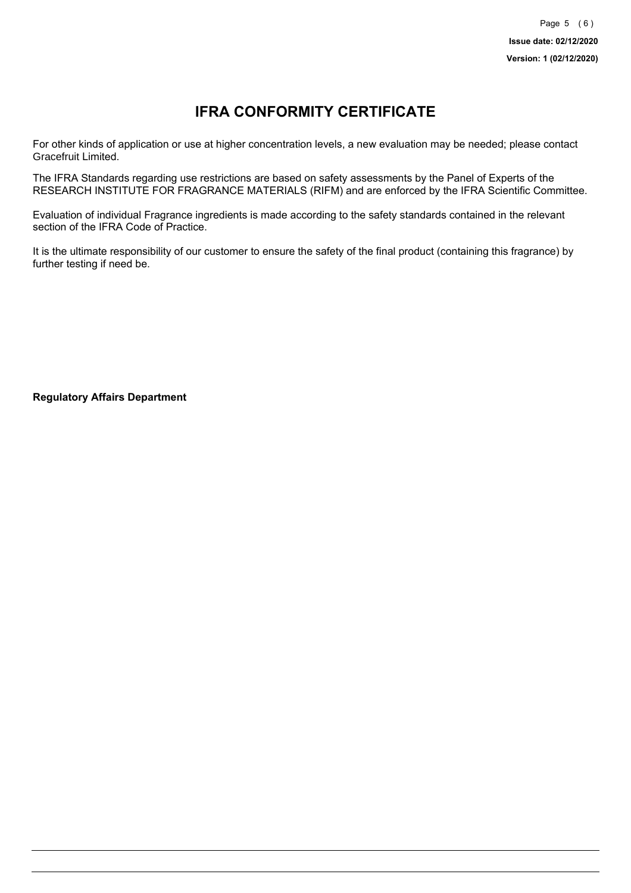# IFRA CONFORMITY CERTIFICATE

For other kinds of application or use at higher concentration levels, a new evaluation may be needed; please contact Gracefruit Limited.

The IFRA Standards regarding use restrictions are based on safety assessments by the Panel of Experts of the RESEARCH INSTITUTE FOR FRAGRANCE MATERIALS (RIFM) and are enforced by the IFRA Scientific Committee.

Evaluation of individual Fragrance ingredients is made according to the safety standards contained in the relevant section of the IFRA Code of Practice.

It is the ultimate responsibility of our customer to ensure the safety of the final product (containing this fragrance) by further testing if need be.

**Regulatory Affairs Department**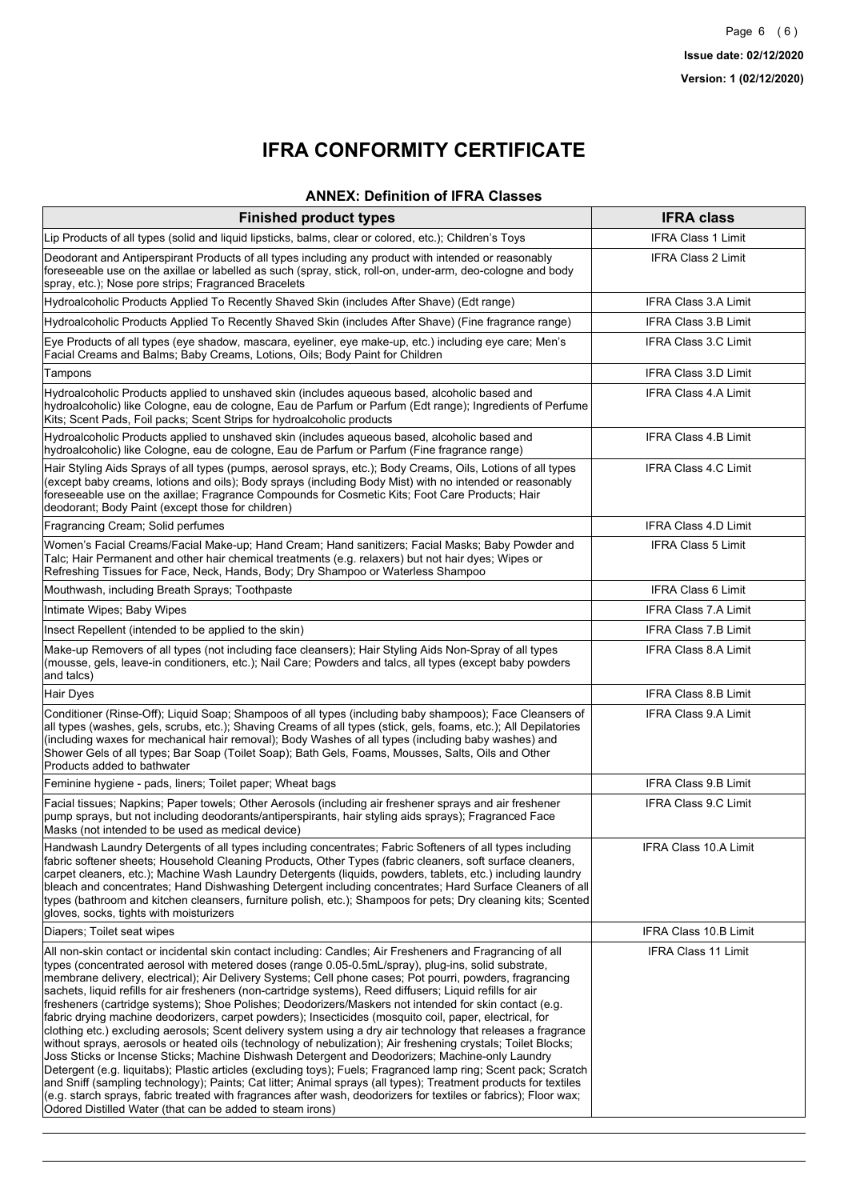# IFRA CONFORMITY CERTIFICATE

### ANNEX: Definition of IFRA Classes

| Finished product types | IFRA class |
|---|---|
| Lip Products of all types (solid and liquid lipsticks, balms, clear or colored, etc.); Children's Toys | IFRA Class 1 Limit |
| Deodorant and Antiperspirant Products of all types including any product with intended or reasonably foreseeable use on the axillae or labelled as such (spray, stick, roll-on, under-arm, deo-cologne and body spray, etc.); Nose pore strips; Fragranced Bracelets | IFRA Class 2 Limit |
| Hydroalcoholic Products Applied To Recently Shaved Skin (includes After Shave) (Edt range) | IFRA Class 3.A Limit |
| Hydroalcoholic Products Applied To Recently Shaved Skin (includes After Shave) (Fine fragrance range) | IFRA Class 3.B Limit |
| Eye Products of all types (eye shadow, mascara, eyeliner, eye make-up, etc.) including eye care; Men's Facial Creams and Balms; Baby Creams, Lotions, Oils; Body Paint for Children | IFRA Class 3.C Limit |
| Tampons | IFRA Class 3.D Limit |
| Hydroalcoholic Products applied to unshaved skin (includes aqueous based, alcoholic based and hydroalcoholic) like Cologne, eau de cologne, Eau de Parfum or Parfum (Edt range); Ingredients of Perfume Kits; Scent Pads, Foil packs; Scent Strips for hydroalcoholic products | IFRA Class 4.A Limit |
| Hydroalcoholic Products applied to unshaved skin (includes aqueous based, alcoholic based and hydroalcoholic) like Cologne, eau de cologne, Eau de Parfum or Parfum (Fine fragrance range) | IFRA Class 4.B Limit |
| Hair Styling Aids Sprays of all types (pumps, aerosol sprays, etc.); Body Creams, Oils, Lotions of all types (except baby creams, lotions and oils); Body sprays (including Body Mist) with no intended or reasonably foreseeable use on the axillae; Fragrance Compounds for Cosmetic Kits; Foot Care Products; Hair deodorant; Body Paint (except those for children) | IFRA Class 4.C Limit |
| Fragrancing Cream; Solid perfumes | IFRA Class 4.D Limit |
| Women's Facial Creams/Facial Make-up; Hand Cream; Hand sanitizers; Facial Masks; Baby Powder and Talc; Hair Permanent and other hair chemical treatments (e.g. relaxers) but not hair dyes; Wipes or Refreshing Tissues for Face, Neck, Hands, Body; Dry Shampoo or Waterless Shampoo | IFRA Class 5 Limit |
| Mouthwash, including Breath Sprays; Toothpaste | IFRA Class 6 Limit |
| Intimate Wipes; Baby Wipes | IFRA Class 7.A Limit |
| Insect Repellent (intended to be applied to the skin) | IFRA Class 7.B Limit |
| Make-up Removers of all types (not including face cleansers); Hair Styling Aids Non-Spray of all types (mousse, gels, leave-in conditioners, etc.); Nail Care; Powders and talcs, all types (except baby powders and talcs) | IFRA Class 8.A Limit |
| Hair Dyes | IFRA Class 8.B Limit |
| Conditioner (Rinse-Off); Liquid Soap; Shampoos of all types (including baby shampoos); Face Cleansers of all types (washes, gels, scrubs, etc.); Shaving Creams of all types (stick, gels, foams, etc.); All Depilatories (including waxes for mechanical hair removal); Body Washes of all types (including baby washes) and Shower Gels of all types; Bar Soap (Toilet Soap); Bath Gels, Foams, Mousses, Salts, Oils and Other Products added to bathwater | IFRA Class 9.A Limit |
| Feminine hygiene - pads, liners; Toilet paper; Wheat bags | IFRA Class 9.B Limit |
| Facial tissues; Napkins; Paper towels; Other Aerosols (including air freshener sprays and air freshener pump sprays, but not including deodorants/antiperspirants, hair styling aids sprays); Fragranced Face Masks (not intended to be used as medical device) | IFRA Class 9.C Limit |
| Handwash Laundry Detergents of all types including concentrates; Fabric Softeners of all types including fabric softener sheets; Household Cleaning Products, Other Types (fabric cleaners, soft surface cleaners, carpet cleaners, etc.); Machine Wash Laundry Detergents (liquids, powders, tablets, etc.) including laundry bleach and concentrates; Hand Dishwashing Detergent including concentrates; Hard Surface Cleaners of all types (bathroom and kitchen cleansers, furniture polish, etc.); Shampoos for pets; Dry cleaning kits; Scented gloves, socks, tights with moisturizers | IFRA Class 10.A Limit |
| Diapers; Toilet seat wipes | IFRA Class 10.B Limit |
| All non-skin contact or incidental skin contact including: Candles; Air Fresheners and Fragrancing of all types (concentrated aerosol with metered doses (range 0.05-0.5mL/spray), plug-ins, solid substrate, membrane delivery, electrical); Air Delivery Systems; Cell phone cases; Pot pourri, powders, fragrancing sachets, liquid refills for air fresheners (non-cartridge systems), Reed diffusers; Liquid refills for air fresheners (cartridge systems); Shoe Polishes; Deodorizers/Maskers not intended for skin contact (e.g. fabric drying machine deodorizers, carpet powders); Insecticides (mosquito coil, paper, electrical, for clothing etc.) excluding aerosols; Scent delivery system using a dry air technology that releases a fragrance without sprays, aerosols or heated oils (technology of nebulization); Air freshening crystals; Toilet Blocks; Joss Sticks or Incense Sticks; Machine Dishwash Detergent and Deodorizers; Machine-only Laundry Detergent (e.g. liquitabs); Plastic articles (excluding toys); Fuels; Fragranced lamp ring; Scent pack; Scratch and Sniff (sampling technology); Paints; Cat litter; Animal sprays (all types); Treatment products for textiles (e.g. starch sprays, fabric treated with fragrances after wash, deodorizers for textiles or fabrics); Floor wax; Odored Distilled Water (that can be added to steam irons) | IFRA Class 11 Limit |